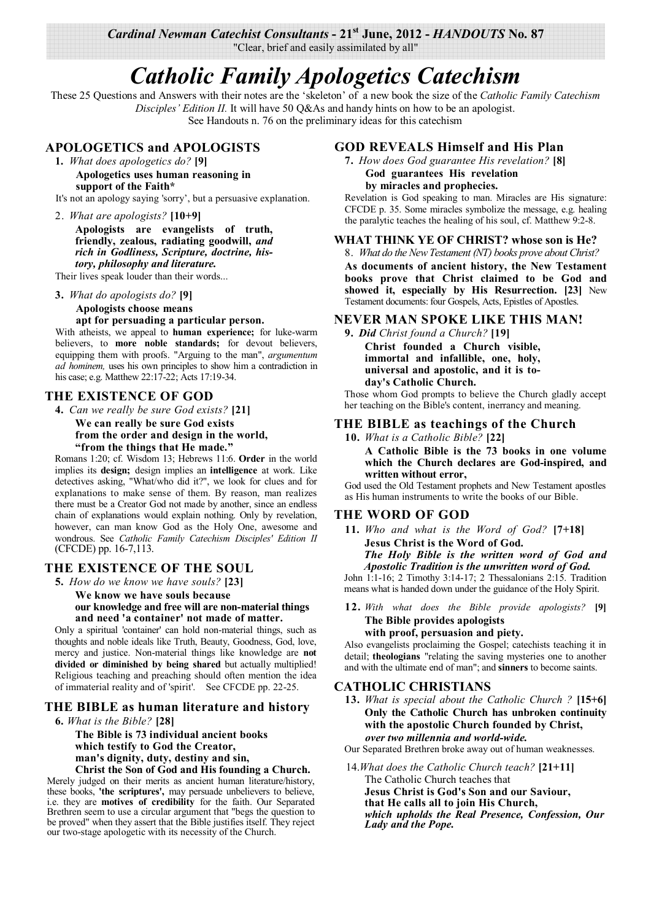*Cardinal Newman Catechist Consultants* - 21st June, 2012 - *HANDOUTS* No. 87

"Clear, brief and easily assimilated by all"

# *Catholic Family Apologetics Catechism*

These 25 Questions and Answers with their notes are the 'skeleton' of a new book the size of the *Catholic Family Catechism Disciples' Edition II.* It will have 50 Q&As and handy hints on how to be an apologist.

See Handouts n. 76 on the preliminary ideas for this catechism

## APOLOGETICS and APOLOGISTS

**1.** *What does apologetics do?* **[9]**

**Apologetics uses human reasoning in support of the Faith***

It's not an apology saying 'sorry', but a persuasive explanation.

2. *What are apologists?* **[10+9]**

**Apologists are evangelists of truth, friendly, zealous, radiating goodwill, *and rich in Godliness, Scripture, doctrine, history, philosophy and literature.***

Their lives speak louder than their words...

**3.** *What do apologists do?* **[9]**

**Apologists choose means apt for persuading a particular person.**

With atheists, we appeal to **human experience;** for luke-warm believers, to **more noble standards;** for devout believers, equipping them with proofs. "Arguing to the man", *argumentum ad hominem,* uses his own principles to show him a contradiction in his case; e.g. Matthew 22:17-22; Acts 17:19-34.

## THE EXISTENCE OF GOD

**4.** *Can we really be sure God exists?* **[21]**

**We can really be sure God exists from the order and design in the world, "from the things that He made."**

Romans 1:20; cf. Wisdom 13; Hebrews 11:6. **Order** in the world implies its **design;** design implies an **intelligence** at work. Like detectives asking, "What/who did it?", we look for clues and for explanations to make sense of them. By reason, man realizes there must be a Creator God not made by another, since an endless chain of explanations would explain nothing. Only by revelation, however, can man know God as the Holy One, awesome and wondrous. See *Catholic Family Catechism Disciples' Edition II* (CFCDE) pp. 16-7,113.

## THE EXISTENCE OF THE SOUL

**5.** *How do we know we have souls?* **[23]**

**We know we have souls because our knowledge and free will are non-material things and need 'a container' not made of matter.**

Only a spiritual 'container' can hold non-material things, such as thoughts and noble ideals like Truth, Beauty, Goodness, God, love, mercy and justice. Non-material things like knowledge are **not divided or diminished by being shared** but actually multiplied! Religious teaching and preaching should often mention the idea of immaterial reality and of 'spirit'. See CFCDE pp. 22-25.

## THE BIBLE as human literature and history

**6.** *What is the Bible?* **[28]**

**The Bible is 73 individual ancient books which testify to God the Creator, man's dignity, duty, destiny and sin, Christ the Son of God and His founding a Church.**

Merely judged on their merits as ancient human literature/history, these books, **'the scriptures',** may persuade unbelievers to believe, i.e. they are **motives of credibility** for the faith. Our Separated Brethren seem to use a circular argument that "begs the question to be proved" when they assert that the Bible justifies itself. They reject our two-stage apologetic with its necessity of the Church.

## GOD REVEALS Himself and His Plan

**7.** *How does God guarantee His revelation?* **[8]**

**God guarantees His revelation by miracles and prophecies.**

Revelation is God speaking to man. Miracles are His signature: CFCDE p. 35. Some miracles symbolize the message, e.g. healing the paralytic teaches the healing of his soul, cf. Matthew 9:2-8.

## WHAT THINK YE OF CHRIST? whose son is He?

8. *What do the New Testament (NT) books prove about Christ?*

**As documents of ancient history, the New Testament books prove that Christ claimed to be God and showed it, especially by His Resurrection. [23]** New Testament documents: four Gospels, Acts, Epistles of Apostles.

## NEVER MAN SPOKE LIKE THIS MAN!

**9.** ***Did*** *Christ found a Church?* **[19]**

**Christ founded a Church visible, immortal and infallible, one, holy, universal and apostolic, and it is today's Catholic Church.**

Those whom God prompts to believe the Church gladly accept her teaching on the Bible's content, inerrancy and meaning.

## THE BIBLE as teachings of the Church

**10.** *What is a Catholic Bible?* **[22]**

**A Catholic Bible is the 73 books in one volume which the Church declares are God-inspired, and written without error,**

God used the Old Testament prophets and New Testament apostles as His human instruments to write the books of our Bible.

## THE WORD OF GOD

**11.** *Who and what is the Word of God?* **[7+18]**

**Jesus Christ is the Word of God.**
***The Holy Bible is the written word of God and Apostolic Tradition is the unwritten word of God.***

John 1:1-16; 2 Timothy 3:14-17; 2 Thessalonians 2:15. Tradition means what is handed down under the guidance of the Holy Spirit.

**12.** *With what does the Bible provide apologists?* **[9]**

**The Bible provides apologists with proof, persuasion and piety.**

Also evangelists proclaiming the Gospel; catechists teaching it in detail; **theologians** "relating the saving mysteries one to another and with the ultimate end of man"; and **sinners** to become saints.

## CATHOLIC CHRISTIANS

**13.** *What is special about the Catholic Church ?* **[15+6]**

**Only the Catholic Church has unbroken continuity with the apostolic Church founded by Christ,** ***over two millennia and world-wide.***

Our Separated Brethren broke away out of human weaknesses.

14. *What does the Catholic Church teach?* **[21+11]**

The Catholic Church teaches that **Jesus Christ is God's Son and our Saviour, that He calls all to join His Church,** ***which upholds the Real Presence, Confession, Our Lady and the Pope.***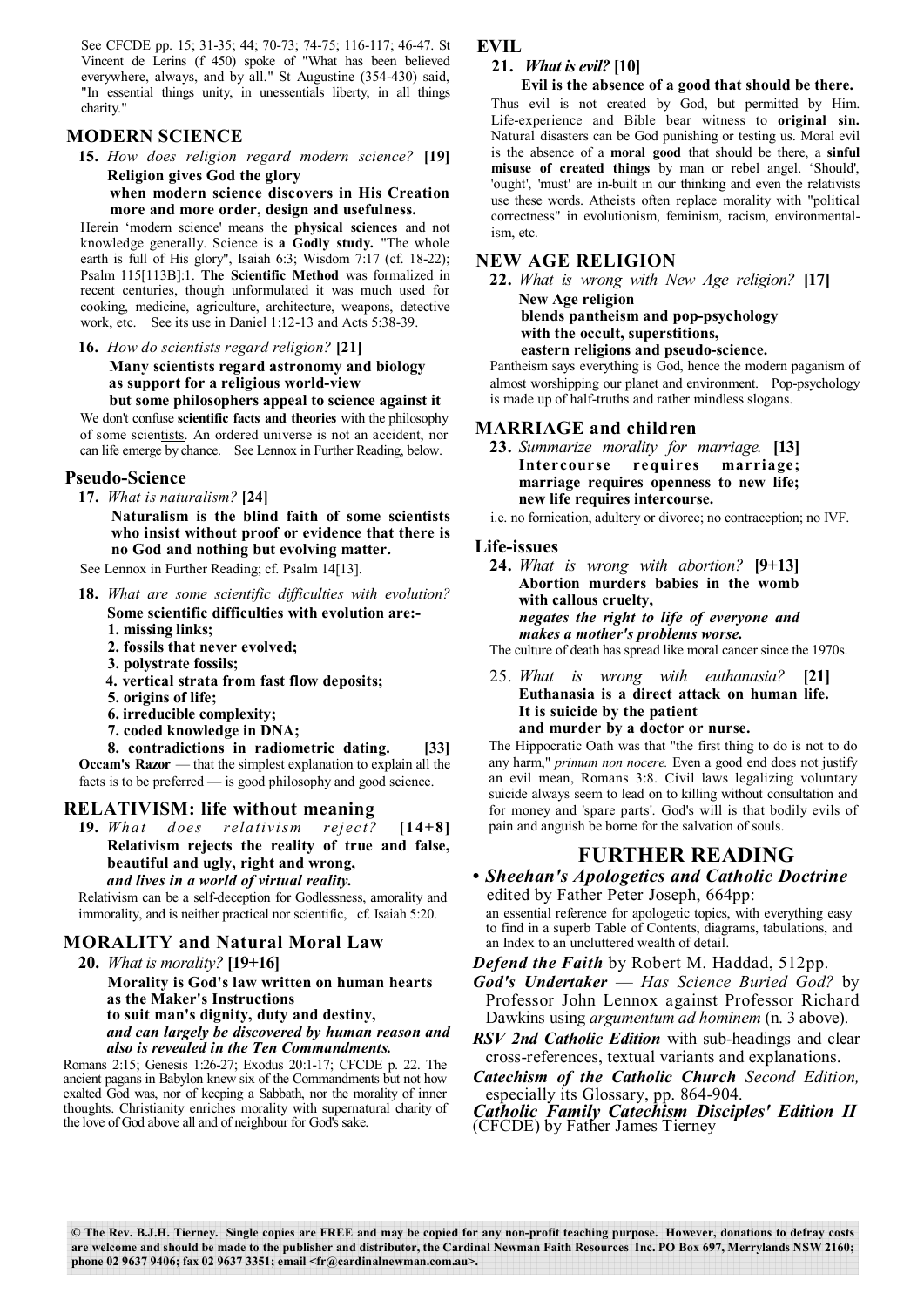See CFCDE pp. 15; 31-35; 44; 70-73; 74-75; 116-117; 46-47. St Vincent de Lerins (f 450) spoke of "What has been believed everywhere, always, and by all." St Augustine (354-430) said, "In essential things unity, in unessentials liberty, in all things charity."

## MODERN SCIENCE

**15.** *How does religion regard modern science?* **[19]**

**Religion gives God the glory when modern science discovers in His Creation more and more order, design and usefulness.**

Herein 'modern science' means the **physical sciences** and not knowledge generally. Science is **a Godly study.** "The whole earth is full of His glory", Isaiah 6:3; Wisdom 7:17 (cf. 18-22); Psalm 115[113B]:1. **The Scientific Method** was formalized in recent centuries, though unformulated it was much used for cooking, medicine, agriculture, architecture, weapons, detective work, etc. See its use in Daniel 1:12-13 and Acts 5:38-39.

**16.** *How do scientists regard religion?* **[21]**

**Many scientists regard astronomy and biology as support for a religious world-view but some philosophers appeal to science against it**

We don't confuse **scientific facts and theories** with the philosophy of some scientists. An ordered universe is not an accident, nor can life emerge by chance. See Lennox in Further Reading, below.

### Pseudo-Science

**17.** *What is naturalism?* **[24]**

**Naturalism is the blind faith of some scientists who insist without proof or evidence that there is no God and nothing but evolving matter.**

See Lennox in Further Reading; cf. Psalm 14[13].

**18.** *What are some scientific difficulties with evolution?*

**Some scientific difficulties with evolution are:-**

1. **missing links;**
2. **fossils that never evolved;**
3. **polystrate fossils;**
4. **vertical strata from fast flow deposits;**
5. **origins of life;**
6. **irreducible complexity;**
7. **coded knowledge in DNA;**
8. **contradictions in radiometric dating.** **[33]**

**Occam's Razor** — that the simplest explanation to explain all the facts is to be preferred — is good philosophy and good science.

## RELATIVISM: life without meaning

**19.** *What does relativism reject?* **[14+8]**

**Relativism rejects the reality of true and false, beautiful and ugly, right and wrong,** ***and lives in a world of virtual reality.***

Relativism can be a self-deception for Godlessness, amorality and immorality, and is neither practical nor scientific, cf. Isaiah 5:20.

## MORALITY and Natural Moral Law

**20.** *What is morality?* **[19+16]**

**Morality is God's law written on human hearts as the Maker's Instructions to suit man's dignity, duty and destiny,** ***and can largely be discovered by human reason and also is revealed in the Ten Commandments.***

Romans 2:15; Genesis 1:26-27; Exodus 20:1-17; CFCDE p. 22. The ancient pagans in Babylon knew six of the Commandments but not how exalted God was, nor of keeping a Sabbath, nor the morality of inner thoughts. Christianity enriches morality with supernatural charity of the love of God above all and of neighbour for God's sake.

## EVIL

**21.** ***What is evil?*** **[10]**

**Evil is the absence of a good that should be there.**

Thus evil is not created by God, but permitted by Him. Life-experience and Bible bear witness to **original sin.** Natural disasters can be God punishing or testing us. Moral evil is the absence of a **moral good** that should be there, a **sinful misuse of created things** by man or rebel angel. 'Should', 'ought', 'must' are in-built in our thinking and even the relativists use these words. Atheists often replace morality with "political correctness" in evolutionism, feminism, racism, environmentalism, etc.

## NEW AGE RELIGION

**22.** *What is wrong with New Age religion?* **[17]**

**New Age religion blends pantheism and pop-psychology with the occult, superstitions, eastern religions and pseudo-science.**

Pantheism says everything is God, hence the modern paganism of almost worshipping our planet and environment. Pop-psychology is made up of half-truths and rather mindless slogans.

## MARRIAGE and children

**23.** *Summarize morality for marriage.* **[13]**

**Intercourse requires marriage; marriage requires openness to new life; new life requires intercourse.**

i.e. no fornication, adultery or divorce; no contraception; no IVF.

### Life-issues

**24.** *What is wrong with abortion?* **[9+13]**

**Abortion murders babies in the womb with callous cruelty,** ***negates the right to life of everyone and makes a mother's problems worse.***

The culture of death has spread like moral cancer since the 1970s.

25. *What is wrong with euthanasia?* **[21]**

**Euthanasia is a direct attack on human life. It is suicide by the patient and murder by a doctor or nurse.**

The Hippocratic Oath was that "the first thing to do is not to do any harm," *primum non nocere.* Even a good end does not justify an evil mean, Romans 3:8. Civil laws legalizing voluntary suicide always seem to lead on to killing without consultation and for money and 'spare parts'. God's will is that bodily evils of pain and anguish be borne for the salvation of souls.

## FURTHER READING

- ***Sheehan's Apologetics and Catholic Doctrine*** edited by Father Peter Joseph, 664pp: an essential reference for apologetic topics, with everything easy to find in a superb Table of Contents, diagrams, tabulations, and an Index to an uncluttered wealth of detail.

***Defend the Faith*** by Robert M. Haddad, 512pp.

***God's Undertaker*** *— Has Science Buried God?* by Professor John Lennox against Professor Richard Dawkins using *argumentum ad hominem* (n. 3 above).

***RSV 2nd Catholic Edition*** with sub-headings and clear cross-references, textual variants and explanations.

***Catechism of the Catholic Church*** *Second Edition,* especially its Glossary, pp. 864-904.

***Catholic Family Catechism Disciples' Edition II*** (CFCDE) by Father James Tierney

**© The Rev. B.J.H. Tierney. Single copies are FREE and may be copied for any non-profit teaching purpose. However, donations to defray costs are welcome and should be made to the publisher and distributor, the Cardinal Newman Faith Resources Inc. PO Box 697, Merrylands NSW 2160; phone 02 9637 9406; fax 02 9637 3351; email <fr@cardinalnewman.com.au>.**